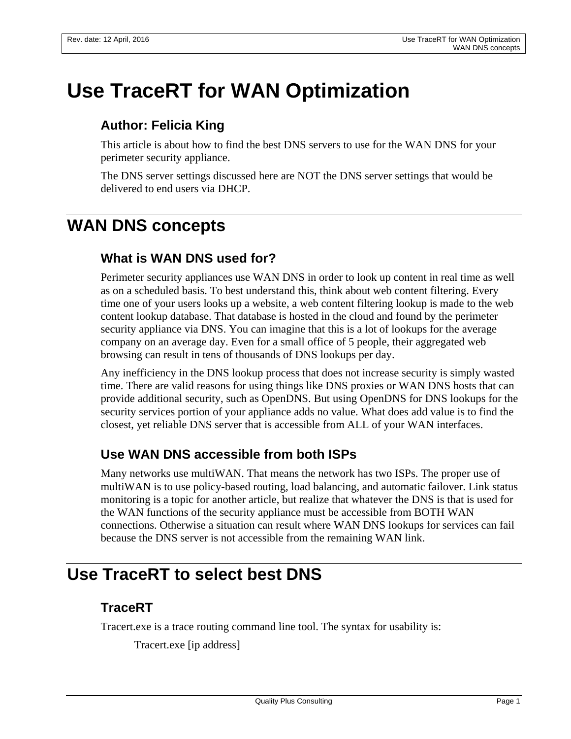# Use TraceRT for WAN Optimization

### Author: Felicia King

This article is about how to find the best DNS servers to use for the WAN DNS for your perimeter security appliance.

The DNS server settings discussed here are NOT the DNS server settings that would be delivered to end users via DHCP.

# WAN DNS concepts

### What is WAN DNS used for?

Perimeter security appliances use WAN DNS in order to look up content in real time as well as on a scheduled basis. To best understand this, think about web content filtering. Every time one of your users looks up a website, a web content filtering lookup is made to the web content lookup database. That database is hosted in the cloud and found by the perimeter security appliance via DNS. You can imagine that this is a lot of lookups for the average company on an average day. Even for a small office of 5 people, their aggregated web browsing can result in tens of thousands of DNS lookups per day.

Any inefficiency in the DNS lookup process that does not increase security is simply wasted time. There are valid reasons for using things like DNS proxies or WAN DNS hosts that can provide additional security, such as OpenDNS. But using OpenDNS for DNS lookups for the security services portion of your appliance adds no value. What does add value is to find the closest, yet reliable DNS server that is accessible from ALL of your WAN interfaces.

### Use WAN DNS accessible from both ISPs

Many networks use multiWAN. That means the network has two ISPs. The proper use of multiWAN is to use policy-based routing, load balancing, and automatic failover. Link status monitoring is a topic for another article, but realize that whatever the DNS is that is used for the WAN functions of the security appliance must be accessible from BOTH WAN connections. Otherwise a situation can result where WAN DNS lookups for services can fail because the DNS server is not accessible from the remaining WAN link.

# Use TraceRT to select best DNS

### TraceRT

Tracert.exe is a trace routing command line tool. The syntax for usability is:

    Tracert.exe [ip address]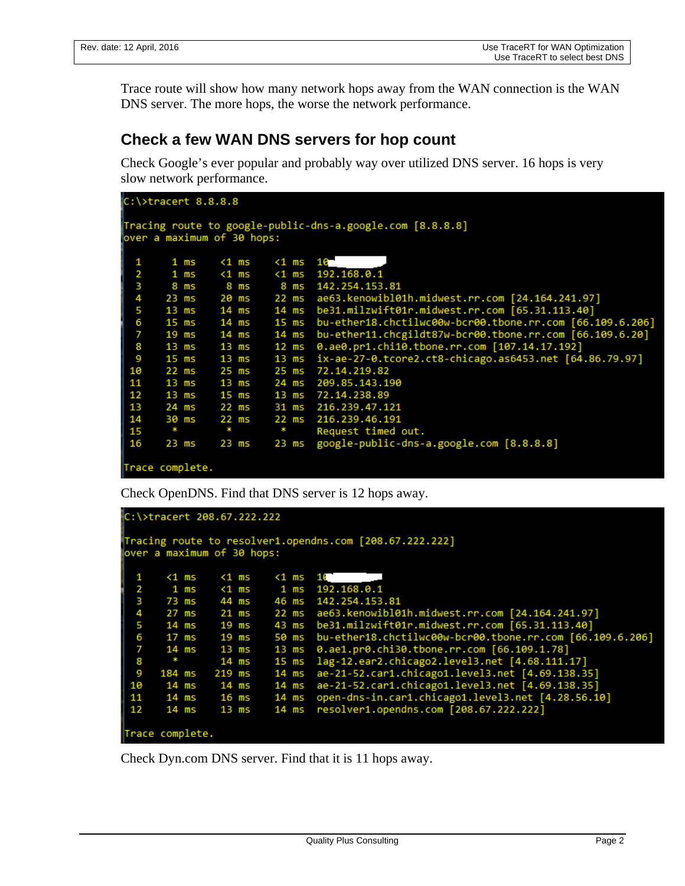Trace route will show how many network hops away from the WAN connection is the WAN DNS server. The more hops, the worse the network performance.

## Check a few WAN DNS servers for hop count

Check Google's ever popular and probably way over utilized DNS server. 16 hops is very slow network performance.

```
C:\>tracert 8.8.8.8

Tracing route to google-public-dns-a.google.com [8.8.8.8]
over a maximum of 30 hops:

  1     1 ms    <1 ms    <1 ms  10
  2     1 ms    <1 ms    <1 ms  192.168.0.1
  3     8 ms     8 ms     8 ms  142.254.153.81
  4    23 ms    20 ms    22 ms  ae63.kenowibl01h.midwest.rr.com [24.164.241.97]
  5    13 ms    14 ms    14 ms  be31.milzwift01r.midwest.rr.com [65.31.113.40]
  6    15 ms    14 ms    15 ms  bu-ether18.chctilwc00w-bcr00.tbone.rr.com [66.109.6.206]
  7    19 ms    14 ms    14 ms  bu-ether11.chcgildt87w-bcr00.tbone.rr.com [66.109.6.20]
  8    13 ms    13 ms    12 ms  0.ae0.pr1.chi10.tbone.rr.com [107.14.17.192]
  9    15 ms    13 ms    13 ms  ix-ae-27-0.tcore2.ct8-chicago.as6453.net [64.86.79.97]
 10    22 ms    25 ms    25 ms  72.14.219.82
 11    13 ms    13 ms    24 ms  209.85.143.190
 12    13 ms    15 ms    13 ms  72.14.238.89
 13    24 ms    22 ms    31 ms  216.239.47.121
 14    30 ms    22 ms    22 ms  216.239.46.191
 15     *        *        *     Request timed out.
 16    23 ms    23 ms    23 ms  google-public-dns-a.google.com [8.8.8.8]

Trace complete.
```

Check OpenDNS. Find that DNS server is 12 hops away.

```
C:\>tracert 208.67.222.222

Tracing route to resolver1.opendns.com [208.67.222.222]
over a maximum of 30 hops:

  1    <1 ms    <1 ms    <1 ms  10
  2     1 ms    <1 ms     1 ms  192.168.0.1
  3    73 ms    44 ms    46 ms  142.254.153.81
  4    27 ms    21 ms    22 ms  ae63.kenowibl01h.midwest.rr.com [24.164.241.97]
  5    14 ms    19 ms    43 ms  be31.milzwift01r.midwest.rr.com [65.31.113.40]
  6    17 ms    19 ms    50 ms  bu-ether18.chctilwc00w-bcr00.tbone.rr.com [66.109.6.206]
  7    14 ms    13 ms    13 ms  0.ae1.pr0.chi30.tbone.rr.com [66.109.1.78]
  8     *       14 ms    15 ms  lag-12.ear2.chicago2.level3.net [4.68.111.17]
  9   184 ms   219 ms    14 ms  ae-21-52.car1.chicago1.level3.net [4.69.138.35]
 10    14 ms    14 ms    14 ms  ae-21-52.car1.chicago1.level3.net [4.69.138.35]
 11    14 ms    16 ms    14 ms  open-dns-in.car1.chicago1.level3.net [4.28.56.10]
 12    14 ms    13 ms    14 ms  resolver1.opendns.com [208.67.222.222]

Trace complete.
```

Check Dyn.com DNS server. Find that it is 11 hops away.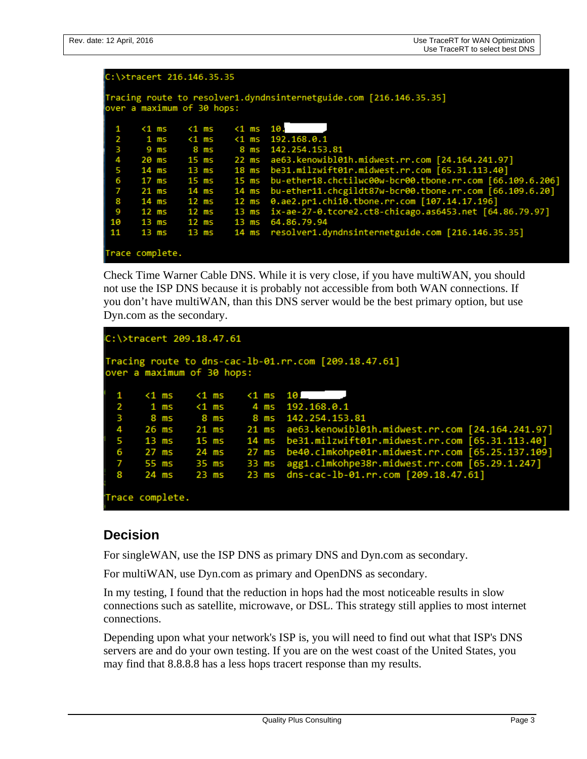```
C:\>tracert 216.146.35.35

Tracing route to resolver1.dyndnsinternetguide.com [216.146.35.35]
over a maximum of 30 hops:

  1    <1 ms    <1 ms    <1 ms  10.
  2     1 ms    <1 ms    <1 ms  192.168.0.1
  3     9 ms     8 ms     8 ms  142.254.153.81
  4    20 ms    15 ms    22 ms  ae63.kenowibl01h.midwest.rr.com [24.164.241.97]
  5    14 ms    13 ms    18 ms  be31.milzwift01r.midwest.rr.com [65.31.113.40]
  6    17 ms    15 ms    15 ms  bu-ether18.chctilwc00w-bcr00.tbone.rr.com [66.109.6.206]
  7    21 ms    14 ms    14 ms  bu-ether11.chcgildt87w-bcr00.tbone.rr.com [66.109.6.20]
  8    14 ms    12 ms    12 ms  0.ae2.pr1.chi10.tbone.rr.com [107.14.17.196]
  9    12 ms    12 ms    13 ms  ix-ae-27-0.tcore2.ct8-chicago.as6453.net [64.86.79.97]
 10    13 ms    12 ms    13 ms  64.86.79.94
 11    13 ms    13 ms    14 ms  resolver1.dyndnsinternetguide.com [216.146.35.35]

Trace complete.
```

Check Time Warner Cable DNS. While it is very close, if you have multiWAN, you should not use the ISP DNS because it is probably not accessible from both WAN connections. If you don't have multiWAN, than this DNS server would be the best primary option, but use Dyn.com as the secondary.

```
C:\>tracert 209.18.47.61

Tracing route to dns-cac-lb-01.rr.com [209.18.47.61]
over a maximum of 30 hops:

  1    <1 ms    <1 ms    <1 ms  10
  2     1 ms    <1 ms     4 ms  192.168.0.1
  3     8 ms     8 ms     8 ms  142.254.153.81
  4    26 ms    21 ms    21 ms  ae63.kenowibl01h.midwest.rr.com [24.164.241.97]
  5    13 ms    15 ms    14 ms  be31.milzwift01r.midwest.rr.com [65.31.113.40]
  6    27 ms    24 ms    27 ms  be40.clmkohpe01r.midwest.rr.com [65.25.137.109]
  7    55 ms    35 ms    33 ms  agg1.clmkohpe38r.midwest.rr.com [65.29.1.247]
  8    24 ms    23 ms    23 ms  dns-cac-lb-01.rr.com [209.18.47.61]

Trace complete.
```

## Decision

For singleWAN, use the ISP DNS as primary DNS and Dyn.com as secondary.

For multiWAN, use Dyn.com as primary and OpenDNS as secondary.

In my testing, I found that the reduction in hops had the most noticeable results in slow connections such as satellite, microwave, or DSL. This strategy still applies to most internet connections.

Depending upon what your network's ISP is, you will need to find out what that ISP's DNS servers are and do your own testing. If you are on the west coast of the United States, you may find that 8.8.8.8 has a less hops tracert response than my results.